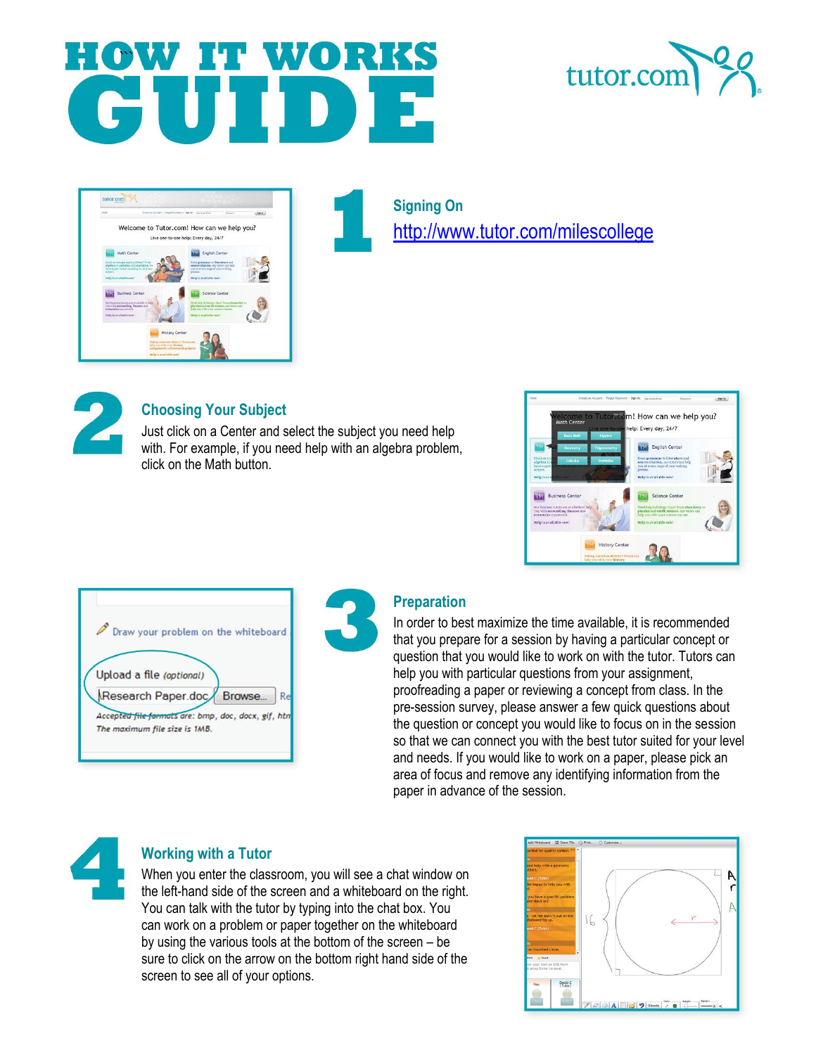# HOW IT WORKS GUIDE

tutor.com

## 1 Signing On

http://www.tutor.com/milescollege

## 2 Choosing Your Subject

Just click on a Center and select the subject you need help with. For example, if you need help with an algebra problem, click on the Math button.

## 3 Preparation

In order to best maximize the time available, it is recommended that you prepare for a session by having a particular concept or question that you would like to work on with the tutor. Tutors can help you with particular questions from your assignment, proofreading a paper or reviewing a concept from class. In the pre-session survey, please answer a few quick questions about the question or concept you would like to focus on in the session so that we can connect you with the best tutor suited for your level and needs. If you would like to work on a paper, please pick an area of focus and remove any identifying information from the paper in advance of the session.

## 4 Working with a Tutor

When you enter the classroom, you will see a chat window on the left-hand side of the screen and a whiteboard on the right. You can talk with the tutor by typing into the chat box. You can work on a problem or paper together on the whiteboard by using the various tools at the bottom of the screen – be sure to click on the arrow on the bottom right hand side of the screen to see all of your options.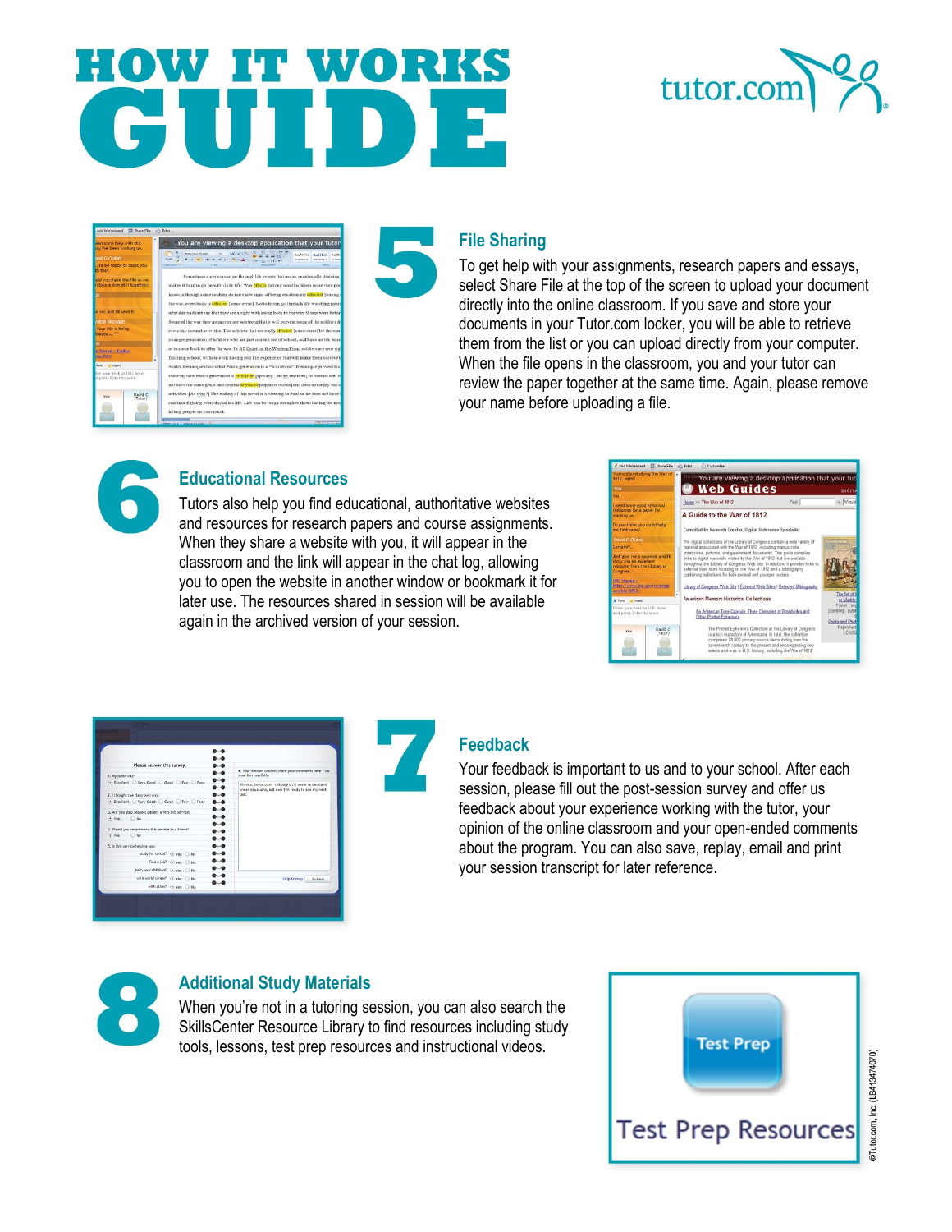# HOW IT WORKS GUIDE

tutor.com

## 5 File Sharing

To get help with your assignments, research papers and essays, select Share File at the top of the screen to upload your document directly into the online classroom. If you save and store your documents in your Tutor.com locker, you will be able to retrieve them from the list or you can upload directly from your computer. When the file opens in the classroom, you and your tutor can review the paper together at the same time. Again, please remove your name before uploading a file.

## 6 Educational Resources

Tutors also help you find educational, authoritative websites and resources for research papers and course assignments. When they share a website with you, it will appear in the classroom and the link will appear in the chat log, allowing you to open the website in another window or bookmark it for later use. The resources shared in session will be available again in the archived version of your session.

## 7 Feedback

Your feedback is important to us and to your school. After each session, please fill out the post-session survey and offer us feedback about your experience working with the tutor, your opinion of the online classroom and your open-ended comments about the program. You can also save, replay, email and print your session transcript for later reference.

## 8 Additional Study Materials

When you're not in a tutoring session, you can also search the SkillsCenter Resource Library to find resources including study tools, lessons, test prep resources and instructional videos.

Test Prep

Test Prep Resources

©Tutor.com, Inc. (LB41347070)